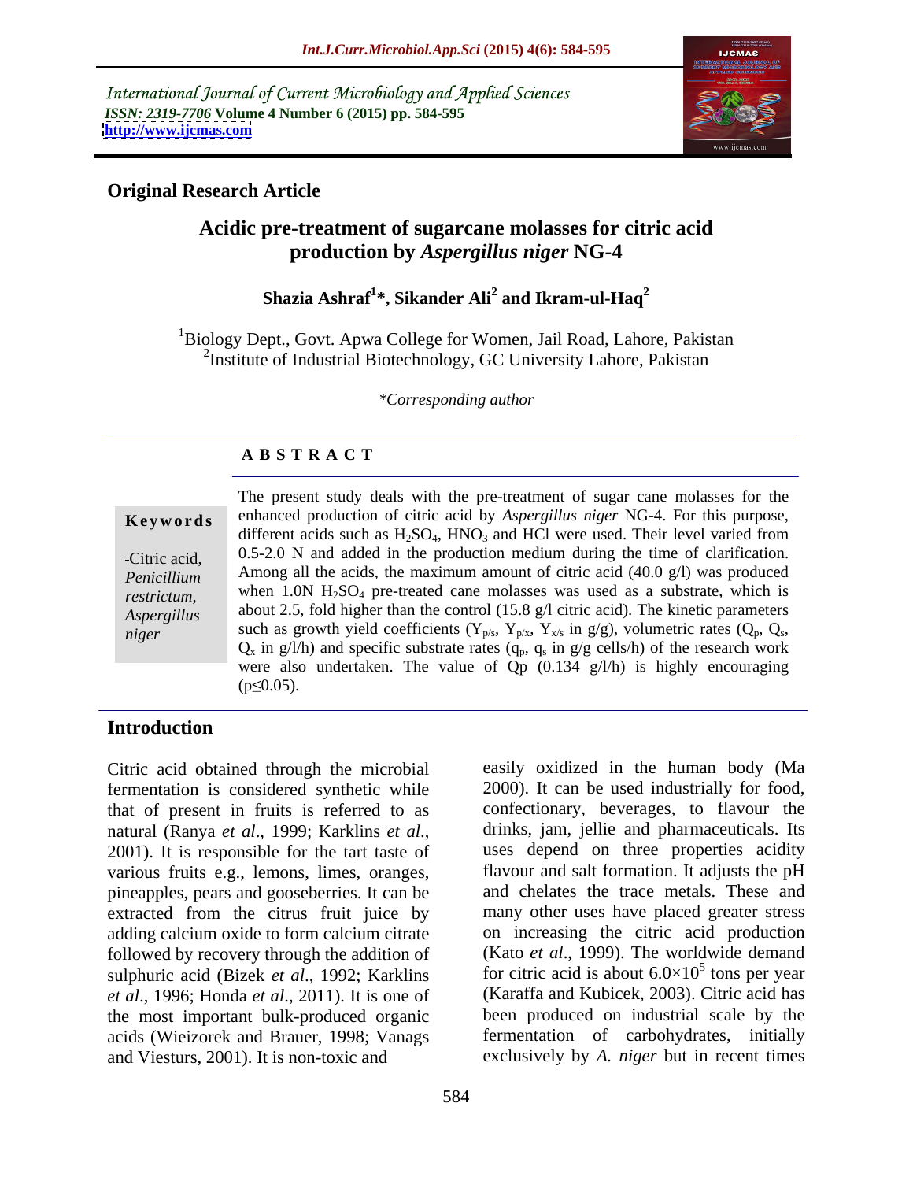International Journal of Current Microbiology and Applied Sciences
*ISSN: 2319-7706* **Volume 4 Number 6 (2015) pp. 584-595**
**http://www.ijcmas.com**

**Original Research Article**

# Acidic pre-treatment of sugarcane molasses for citric acid production by *Aspergillus niger* NG-4

**Shazia Ashraf[1]*, Sikander Ali[2] and Ikram-ul-Haq[2]**

[1]Biology Dept., Govt. Apwa College for Women, Jail Road, Lahore, Pakistan
[2]Institute of Industrial Biotechnology, GC University Lahore, Pakistan

*\*Corresponding author*

## A B S T R A C T

**Keywords**

Citric acid, *Penicillium restrictum*, *Aspergillus niger*

The present study deals with the pre-treatment of sugar cane molasses for the enhanced production of citric acid by *Aspergillus niger* NG-4. For this purpose, different acids such as $H_2SO_4$, $HNO_3$ and HCl were used. Their level varied from 0.5-2.0 N and added in the production medium during the time of clarification. Among all the acids, the maximum amount of citric acid (40.0 g/l) was produced when 1.0N $H_2SO_4$ pre-treated cane molasses was used as a substrate, which is about 2.5, fold higher than the control (15.8 g/l citric acid). The kinetic parameters such as growth yield coefficients ($Y_{p/s}$, $Y_{p/x}$, $Y_{x/s}$ in g/g), volumetric rates ($Q_p$, $Q_s$, $Q_x$ in g/l/h) and specific substrate rates ($q_p$, $q_s$ in g/g cells/h) of the research work were also undertaken. The value of Qp (0.134 g/l/h) is highly encouraging ($p \leq 0.05$).

## Introduction

Citric acid obtained through the microbial fermentation is considered synthetic while that of present in fruits is referred to as natural (Ranya *et al*., 1999; Karklins *et al*., 2001). It is responsible for the tart taste of various fruits e.g., lemons, limes, oranges, pineapples, pears and gooseberries. It can be extracted from the citrus fruit juice by adding calcium oxide to form calcium citrate followed by recovery through the addition of sulphuric acid (Bizek *et al*., 1992; Karklins *et al*., 1996; Honda *et al*., 2011). It is one of the most important bulk-produced organic acids (Wieizorek and Brauer, 1998; Vanags and Viesturs, 2001). It is non-toxic and easily oxidized in the human body (Ma 2000). It can be used industrially for food, confectionary, beverages, to flavour the drinks, jam, jellie and pharmaceuticals. Its uses depend on three properties acidity flavour and salt formation. It adjusts the pH and chelates the trace metals. These and many other uses have placed greater stress on increasing the citric acid production (Kato *et al*., 1999). The worldwide demand for citric acid is about $6.0 \times 10^5$ tons per year (Karaffa and Kubicek, 2003). Citric acid has been produced on industrial scale by the fermentation of carbohydrates, initially exclusively by *A. niger* but in recent times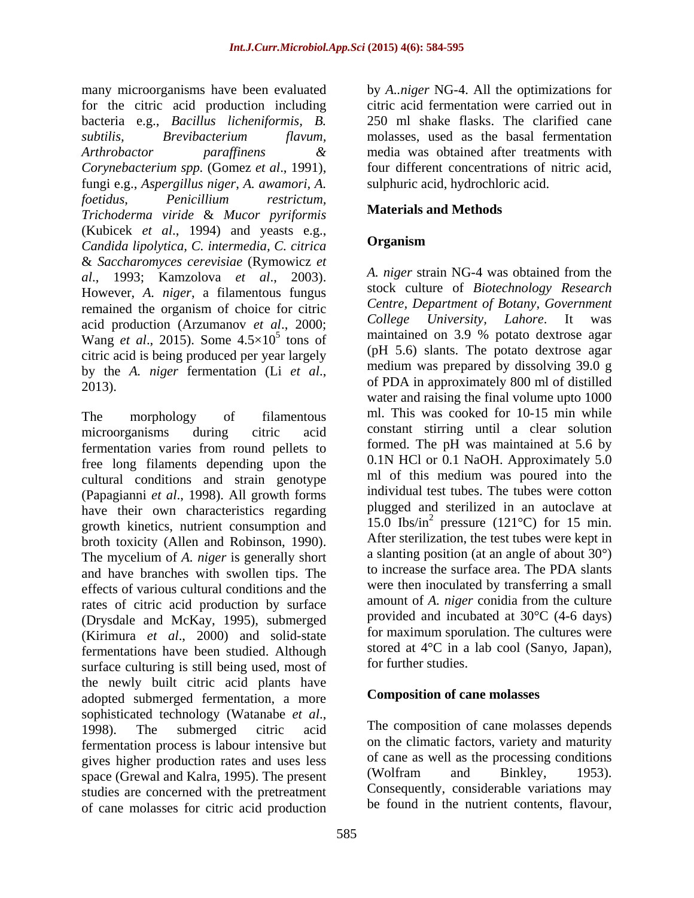many microorganisms have been evaluated for the citric acid production including bacteria e.g., *Bacillus licheniformis*, *B. subtilis*, *Brevibacterium flavum*, *Arthrobactor paraffinens* & *Corynebacterium spp.* (Gomez *et al*., 1991), fungi e.g., *Aspergillus niger*, *A. awamori*, *A. foetidus*, *Penicillium restrictum*, *Trichoderma viride* & *Mucor pyriformis* (Kubicek *et al*., 1994) and yeasts e.g., *Candida lipolytica, C. intermedia, C. citrica* & *Saccharomyces cerevisiae* (Rymowicz *et al*., 1993; Kamzolova *et al*., 2003). However, *A. niger*, a filamentous fungus remained the organism of choice for citric acid production (Arzumanov *et al*., 2000; Wang *et al*., 2015). Some $4.5 \times 10^5$ tons of citric acid is being produced per year largely by the *A. niger* fermentation (Li *et al*., 2013).

The morphology of filamentous microorganisms during citric acid fermentation varies from round pellets to free long filaments depending upon the cultural conditions and strain genotype (Papagianni *et al*., 1998). All growth forms have their own characteristics regarding growth kinetics, nutrient consumption and broth toxicity (Allen and Robinson, 1990). The mycelium of *A. niger* is generally short and have branches with swollen tips. The effects of various cultural conditions and the rates of citric acid production by surface (Drysdale and McKay, 1995), submerged (Kirimura *et al*., 2000) and solid-state fermentations have been studied. Although surface culturing is still being used, most of the newly built citric acid plants have adopted submerged fermentation, a more sophisticated technology (Watanabe *et al*., 1998). The submerged citric acid fermentation process is labour intensive but gives higher production rates and uses less space (Grewal and Kalra, 1995). The present studies are concerned with the pretreatment of cane molasses for citric acid production by *A..niger* NG-4. All the optimizations for citric acid fermentation were carried out in 250 ml shake flasks. The clarified cane molasses, used as the basal fermentation media was obtained after treatments with four different concentrations of nitric acid, sulphuric acid, hydrochloric acid.

## Materials and Methods

### Organism

*A. niger* strain NG-4 was obtained from the stock culture of *Biotechnology Research Centre, Department of Botany, Government College University, Lahore*. It was maintained on 3.9 % potato dextrose agar (pH 5.6) slants. The potato dextrose agar medium was prepared by dissolving 39.0 g of PDA in approximately 800 ml of distilled water and raising the final volume upto 1000 ml. This was cooked for 10-15 min while constant stirring until a clear solution formed. The pH was maintained at 5.6 by 0.1N HCl or 0.1 NaOH. Approximately 5.0 ml of this medium was poured into the individual test tubes. The tubes were cotton plugged and sterilized in an autoclave at 15.0 lbs/in$^2$ pressure (121°C) for 15 min. After sterilization, the test tubes were kept in a slanting position (at an angle of about 30°) to increase the surface area. The PDA slants were then inoculated by transferring a small amount of *A. niger* conidia from the culture provided and incubated at 30°C (4-6 days) for maximum sporulation. The cultures were stored at 4°C in a lab cool (Sanyo, Japan), for further studies.

### Composition of cane molasses

The composition of cane molasses depends on the climatic factors, variety and maturity of cane as well as the processing conditions (Wolfram and Binkley, 1953). Consequently, considerable variations may be found in the nutrient contents, flavour,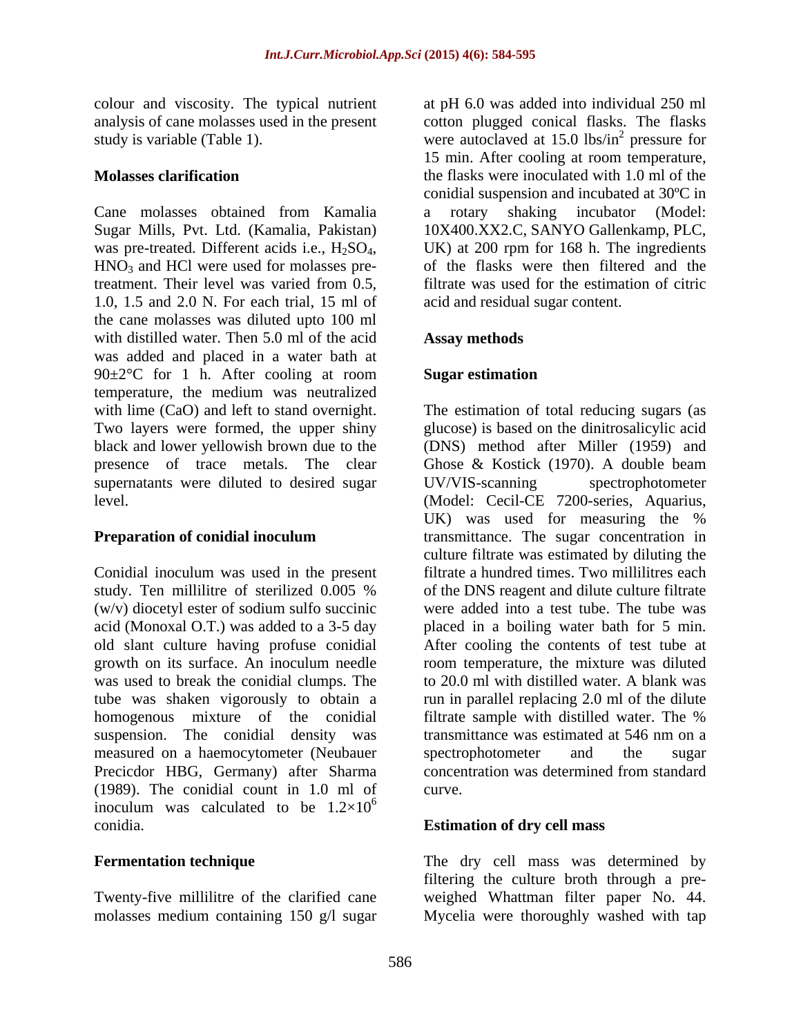colour and viscosity. The typical nutrient analysis of cane molasses used in the present study is variable (Table 1).

**Molasses clarification**

Cane molasses obtained from Kamalia Sugar Mills, Pvt. Ltd. (Kamalia, Pakistan) was pre-treated. Different acids i.e., $H_2SO_4$, $HNO_3$ and HCl were used for molasses pre-treatment. Their level was varied from 0.5, 1.0, 1.5 and 2.0 N. For each trial, 15 ml of the cane molasses was diluted upto 100 ml with distilled water. Then 5.0 ml of the acid was added and placed in a water bath at 90±2°C for 1 h. After cooling at room temperature, the medium was neutralized with lime (CaO) and left to stand overnight. Two layers were formed, the upper shiny black and lower yellowish brown due to the presence of trace metals. The clear supernatants were diluted to desired sugar level.

**Preparation of conidial inoculum**

Conidial inoculum was used in the present study. Ten millilitre of sterilized 0.005 % (w/v) diocetyl ester of sodium sulfo succinic acid (Monoxal O.T.) was added to a 3-5 day old slant culture having profuse conidial growth on its surface. An inoculum needle was used to break the conidial clumps. The tube was shaken vigorously to obtain a homogenous mixture of the conidial suspension. The conidial density was measured on a haemocytometer (Neubauer Precicdor HBG, Germany) after Sharma (1989). The conidial count in 1.0 ml of inoculum was calculated to be $1.2\times10^6$ conidia.

**Fermentation technique**

Twenty-five millilitre of the clarified cane molasses medium containing 150 g/l sugar at pH 6.0 was added into individual 250 ml cotton plugged conical flasks. The flasks were autoclaved at 15.0 lbs/in$^2$ pressure for 15 min. After cooling at room temperature, the flasks were inoculated with 1.0 ml of the conidial suspension and incubated at 30ºC in a rotary shaking incubator (Model: 10X400.XX2.C, SANYO Gallenkamp, PLC, UK) at 200 rpm for 168 h. The ingredients of the flasks were then filtered and the filtrate was used for the estimation of citric acid and residual sugar content.

## Assay methods

**Sugar estimation**

The estimation of total reducing sugars (as glucose) is based on the dinitrosalicylic acid (DNS) method after Miller (1959) and Ghose & Kostick (1970). A double beam UV/VIS-scanning spectrophotometer (Model: Cecil-CE 7200-series, Aquarius, UK) was used for measuring the % transmittance. The sugar concentration in culture filtrate was estimated by diluting the filtrate a hundred times. Two millilitres each of the DNS reagent and dilute culture filtrate were added into a test tube. The tube was placed in a boiling water bath for 5 min. After cooling the contents of test tube at room temperature, the mixture was diluted to 20.0 ml with distilled water. A blank was run in parallel replacing 2.0 ml of the dilute filtrate sample with distilled water. The % transmittance was estimated at 546 nm on a spectrophotometer and the sugar concentration was determined from standard curve.

**Estimation of dry cell mass**

The dry cell mass was determined by filtering the culture broth through a pre-weighed Whattman filter paper No. 44. Mycelia were thoroughly washed with tap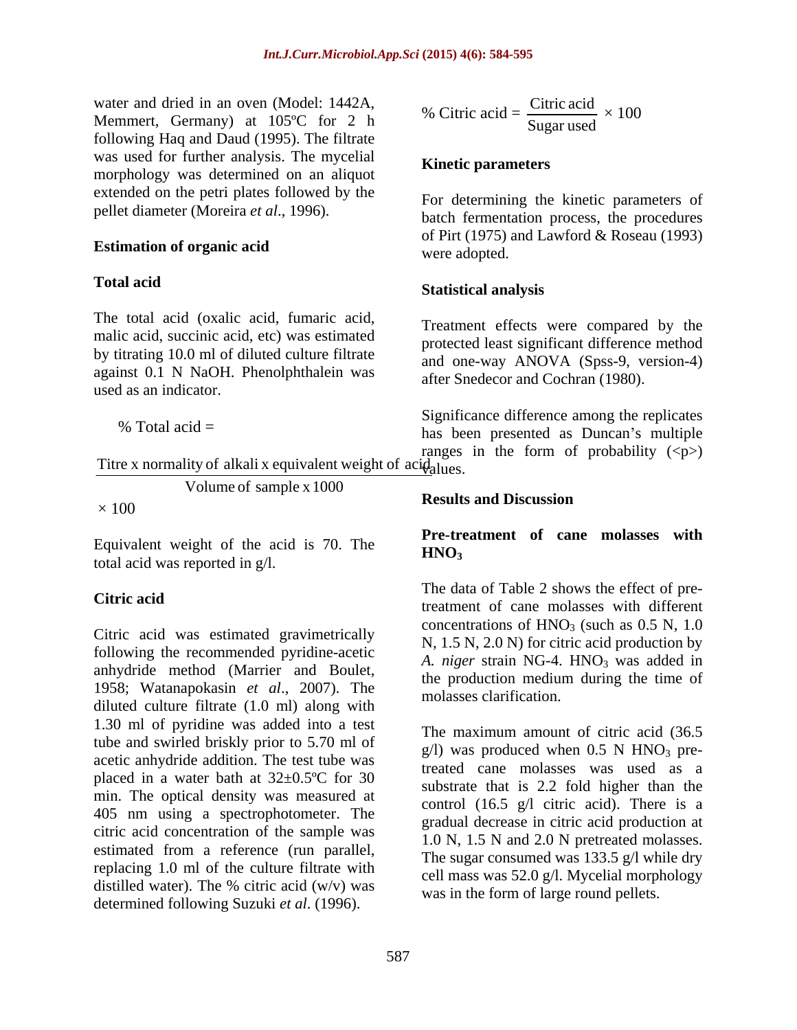water and dried in an oven (Model: 1442A, Memmert, Germany) at 105ºC for 2 h following Haq and Daud (1995). The filtrate was used for further analysis. The mycelial morphology was determined on an aliquot extended on the petri plates followed by the pellet diameter (Moreira *et al*., 1996).

### Estimation of organic acid

#### Total acid

The total acid (oxalic acid, fumaric acid, malic acid, succinic acid, etc) was estimated by titrating 10.0 ml of diluted culture filtrate against 0.1 N NaOH. Phenolphthalein was used as an indicator.

$$\% \text{ Total acid} = \frac{\text{Titre x normality of alkali x equivalent weight of acid}}{\text{Volume of sample x 1000}} \times 100$$

Equivalent weight of the acid is 70. The total acid was reported in g/l.

#### Citric acid

Citric acid was estimated gravimetrically following the recommended pyridine-acetic anhydride method (Marrier and Boulet, 1958; Watanapokasin *et al*., 2007). The diluted culture filtrate (1.0 ml) along with 1.30 ml of pyridine was added into a test tube and swirled briskly prior to 5.70 ml of acetic anhydride addition. The test tube was placed in a water bath at 32±0.5ºC for 30 min. The optical density was measured at 405 nm using a spectrophotometer. The citric acid concentration of the sample was estimated from a reference (run parallel, replacing 1.0 ml of the culture filtrate with distilled water). The % citric acid (w/v) was determined following Suzuki *et al*. (1996).

$$\% \text{ Citric acid} = \frac{\text{Citric acid}}{\text{Sugar used}} \times 100$$

### Kinetic parameters

For determining the kinetic parameters of batch fermentation process, the procedures of Pirt (1975) and Lawford & Roseau (1993) were adopted.

### Statistical analysis

Treatment effects were compared by the protected least significant difference method and one-way ANOVA (Spss-9, version-4) after Snedecor and Cochran (1980).

Significance difference among the replicates has been presented as Duncan's multiple ranges in the form of probability (<p>) values.

## Results and Discussion

### Pre-treatment of cane molasses with $HNO_3$

The data of Table 2 shows the effect of pre-treatment of cane molasses with different concentrations of $HNO_3$ (such as 0.5 N, 1.0 N, 1.5 N, 2.0 N) for citric acid production by *A. niger* strain NG-4. $HNO_3$ was added in the production medium during the time of molasses clarification.

The maximum amount of citric acid (36.5 g/l) was produced when 0.5 N $HNO_3$ pre-treated cane molasses was used as a substrate that is 2.2 fold higher than the control (16.5 g/l citric acid). There is a gradual decrease in citric acid production at 1.0 N, 1.5 N and 2.0 N pretreated molasses. The sugar consumed was 133.5 g/l while dry cell mass was 52.0 g/l. Mycelial morphology was in the form of large round pellets.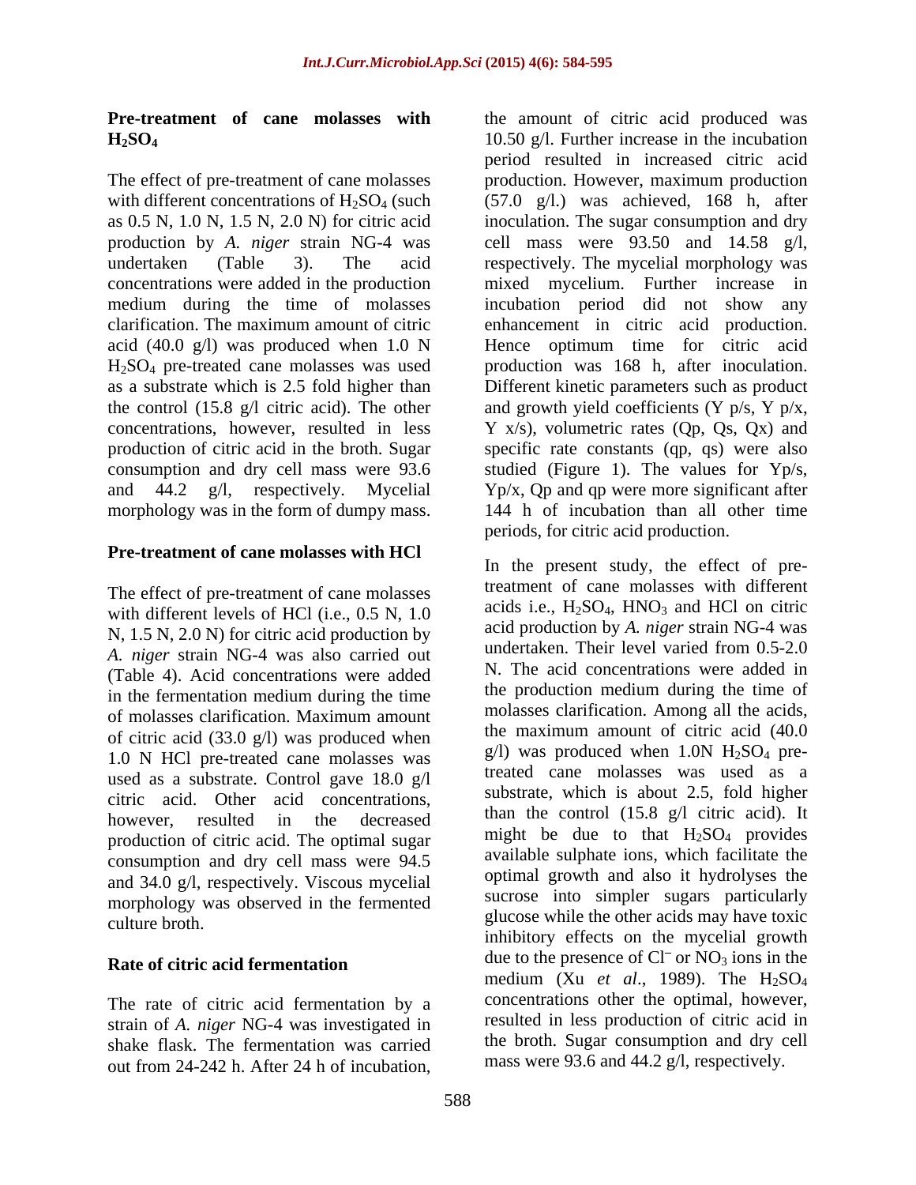### Pre-treatment of cane molasses with $H_2SO_4$

The effect of pre-treatment of cane molasses with different concentrations of $H_2SO_4$ (such as 0.5 N, 1.0 N, 1.5 N, 2.0 N) for citric acid production by *A. niger* strain NG-4 was undertaken (Table 3). The acid concentrations were added in the production medium during the time of molasses clarification. The maximum amount of citric acid (40.0 g/l) was produced when 1.0 N $H_2SO_4$ pre-treated cane molasses was used as a substrate which is 2.5 fold higher than the control (15.8 g/l citric acid). The other concentrations, however, resulted in less production of citric acid in the broth. Sugar consumption and dry cell mass were 93.6 and 44.2 g/l, respectively. Mycelial morphology was in the form of dumpy mass.

### Pre-treatment of cane molasses with HCl

The effect of pre-treatment of cane molasses with different levels of HCl (i.e., 0.5 N, 1.0 N, 1.5 N, 2.0 N) for citric acid production by *A. niger* strain NG-4 was also carried out (Table 4). Acid concentrations were added in the fermentation medium during the time of molasses clarification. Maximum amount of citric acid (33.0 g/l) was produced when 1.0 N HCl pre-treated cane molasses was used as a substrate. Control gave 18.0 g/l citric acid. Other acid concentrations, however, resulted in the decreased production of citric acid. The optimal sugar consumption and dry cell mass were 94.5 and 34.0 g/l, respectively. Viscous mycelial morphology was observed in the fermented culture broth.

### Rate of citric acid fermentation

The rate of citric acid fermentation by a strain of *A. niger* NG-4 was investigated in shake flask. The fermentation was carried out from 24-242 h. After 24 h of incubation, the amount of citric acid produced was 10.50 g/l. Further increase in the incubation period resulted in increased citric acid production. However, maximum production (57.0 g/l.) was achieved, 168 h, after inoculation. The sugar consumption and dry cell mass were 93.50 and 14.58 g/l, respectively. The mycelial morphology was mixed mycelium. Further increase in incubation period did not show any enhancement in citric acid production. Hence optimum time for citric acid production was 168 h, after inoculation. Different kinetic parameters such as product and growth yield coefficients ($Y\,p/s$, $Y\,p/x$, $Y\,x/s$), volumetric rates ($Q_p$, $Q_s$, $Q_x$) and specific rate constants ($q_p$, $q_s$) were also studied (Figure 1). The values for $Y_{p/s}$, $Y_{p/x}$, $Q_p$ and $q_p$ were more significant after 144 h of incubation than all other time periods, for citric acid production.

In the present study, the effect of pre-treatment of cane molasses with different acids i.e., $H_2SO_4$, $HNO_3$ and HCl on citric acid production by *A. niger* strain NG-4 was undertaken. Their level varied from 0.5-2.0 N. The acid concentrations were added in the production medium during the time of molasses clarification. Among all the acids, the maximum amount of citric acid (40.0 g/l) was produced when 1.0N $H_2SO_4$ pre-treated cane molasses was used as a substrate, which is about 2.5, fold higher than the control (15.8 g/l citric acid). It might be due to that $H_2SO_4$ provides available sulphate ions, which facilitate the optimal growth and also it hydrolyses the sucrose into simpler sugars particularly glucose while the other acids may have toxic inhibitory effects on the mycelial growth due to the presence of $Cl^-$ or $NO_3$ ions in the medium (Xu *et al*., 1989). The $H_2SO_4$ concentrations other the optimal, however, resulted in less production of citric acid in the broth. Sugar consumption and dry cell mass were 93.6 and 44.2 g/l, respectively.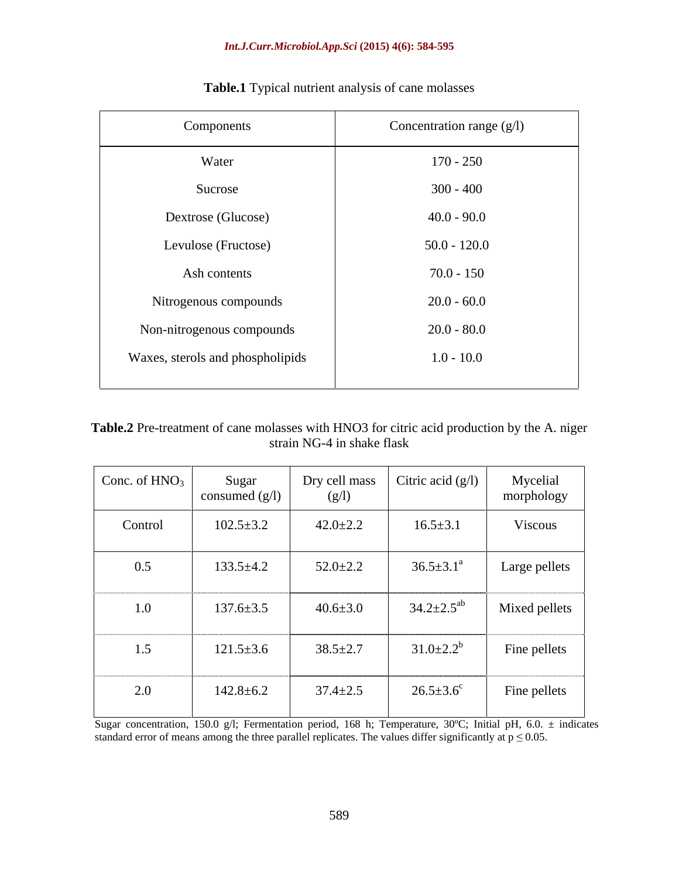**Table.1** Typical nutrient analysis of cane molasses

| Components | Concentration range (g/l) |
|---|---|
| Water | 170 - 250 |
| Sucrose | 300 - 400 |
| Dextrose (Glucose) | 40.0 - 90.0 |
| Levulose (Fructose) | 50.0 - 120.0 |
| Ash contents | 70.0 - 150 |
| Nitrogenous compounds | 20.0 - 60.0 |
| Non-nitrogenous compounds | 20.0 - 80.0 |
| Waxes, sterols and phospholipids | 1.0 - 10.0 |

**Table.2** Pre-treatment of cane molasses with HNO3 for citric acid production by the A. niger strain NG-4 in shake flask

| Conc. of $HNO_3$ | Sugar consumed (g/l) | Dry cell mass (g/l) | Citric acid (g/l) | Mycelial morphology |
|---|---|---|---|---|
| Control | 102.5±3.2 | 42.0±2.2 | 16.5±3.1 | Viscous |
| 0.5 | 133.5±4.2 | 52.0±2.2 | 36.5±3.1[a] | Large pellets |
| 1.0 | 137.6±3.5 | 40.6±3.0 | 34.2±2.5[ab] | Mixed pellets |
| 1.5 | 121.5±3.6 | 38.5±2.7 | 31.0±2.2[b] | Fine pellets |
| 2.0 | 142.8±6.2 | 37.4±2.5 | 26.5±3.6[c] | Fine pellets |

Sugar concentration, 150.0 g/l; Fermentation period, 168 h; Temperature, 30ºC; Initial pH, 6.0. ± indicates standard error of means among the three parallel replicates. The values differ significantly at $p \leq 0.05$.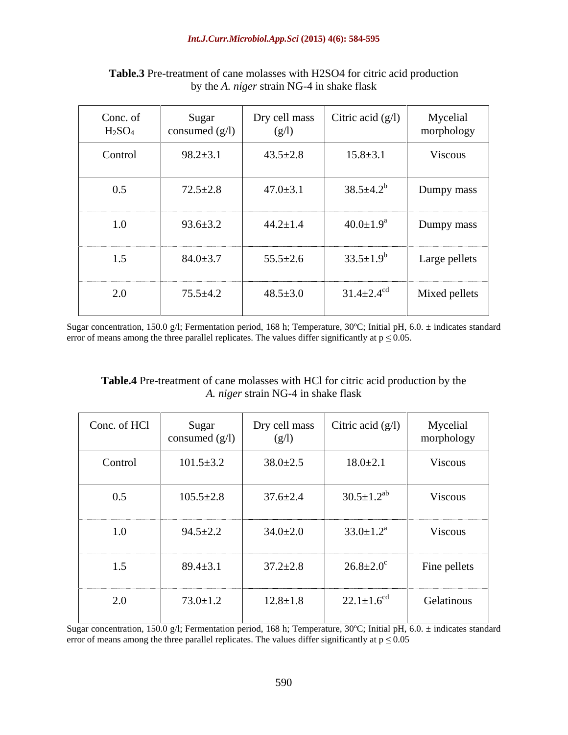**Table.3** Pre-treatment of cane molasses with H2SO4 for citric acid production by the *A. niger* strain NG-4 in shake flask

| Conc. of $H_2SO_4$ | Sugar consumed (g/l) | Dry cell mass (g/l) | Citric acid (g/l) | Mycelial morphology |
|---|---|---|---|---|
| Control | 98.2±3.1 | 43.5±2.8 | 15.8±3.1 | Viscous |
| 0.5 | 72.5±2.8 | 47.0±3.1 | 38.5±4.2$^{b}$ | Dumpy mass |
| 1.0 | 93.6±3.2 | 44.2±1.4 | 40.0±1.9$^{a}$ | Dumpy mass |
| 1.5 | 84.0±3.7 | 55.5±2.6 | 33.5±1.9$^{b}$ | Large pellets |
| 2.0 | 75.5±4.2 | 48.5±3.0 | 31.4±2.4$^{cd}$ | Mixed pellets |

Sugar concentration, 150.0 g/l; Fermentation period, 168 h; Temperature, 30ºC; Initial pH, 6.0. ± indicates standard error of means among the three parallel replicates. The values differ significantly at $p \leq 0.05$.

**Table.4** Pre-treatment of cane molasses with HCl for citric acid production by the *A. niger* strain NG-4 in shake flask

| Conc. of HCl | Sugar consumed (g/l) | Dry cell mass (g/l) | Citric acid (g/l) | Mycelial morphology |
|---|---|---|---|---|
| Control | 101.5±3.2 | 38.0±2.5 | 18.0±2.1 | Viscous |
| 0.5 | 105.5±2.8 | 37.6±2.4 | 30.5±1.2$^{ab}$ | Viscous |
| 1.0 | 94.5±2.2 | 34.0±2.0 | 33.0±1.2$^{a}$ | Viscous |
| 1.5 | 89.4±3.1 | 37.2±2.8 | 26.8±2.0$^{c}$ | Fine pellets |
| 2.0 | 73.0±1.2 | 12.8±1.8 | 22.1±1.6$^{cd}$ | Gelatinous |

Sugar concentration, 150.0 g/l; Fermentation period, 168 h; Temperature, 30ºC; Initial pH, 6.0. ± indicates standard error of means among the three parallel replicates. The values differ significantly at $p \leq 0.05$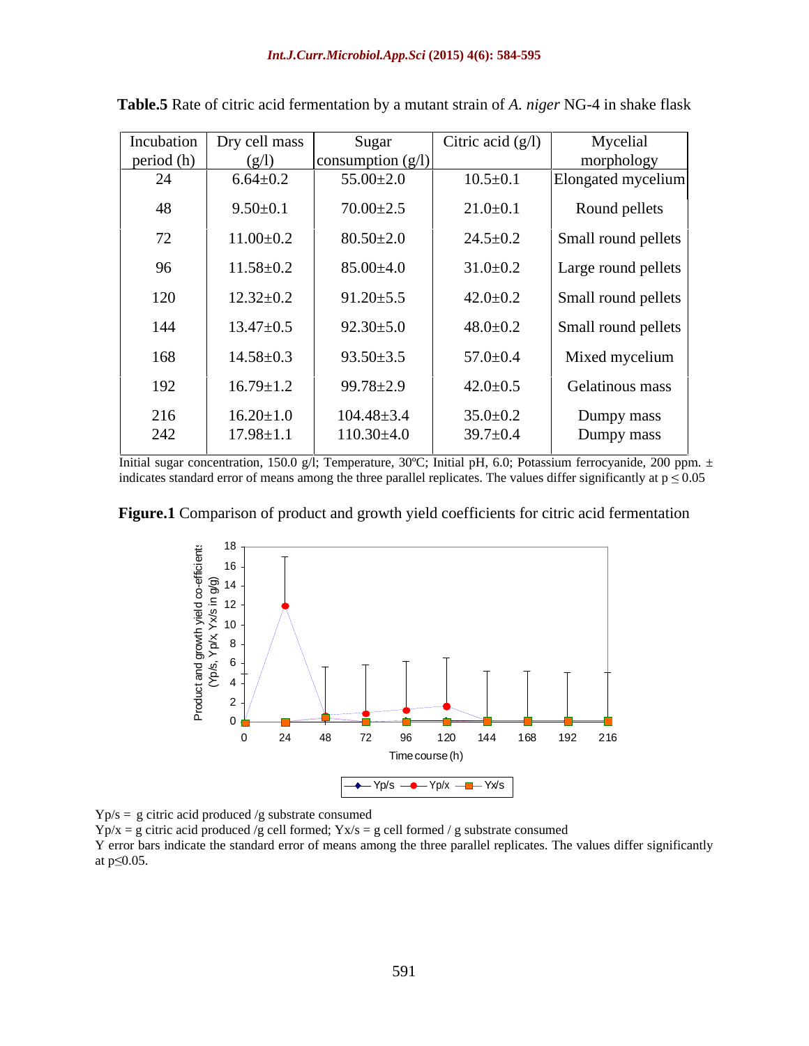**Table.5** Rate of citric acid fermentation by a mutant strain of *A. niger* NG-4 in shake flask

| Incubation period (h) | Dry cell mass (g/l) | Sugar consumption (g/l) | Citric acid (g/l) | Mycelial morphology |
|---|---|---|---|---|
| 24 | 6.64±0.2 | 55.00±2.0 | 10.5±0.1 | Elongated mycelium |
| 48 | 9.50±0.1 | 70.00±2.5 | 21.0±0.1 | Round pellets |
| 72 | 11.00±0.2 | 80.50±2.0 | 24.5±0.2 | Small round pellets |
| 96 | 11.58±0.2 | 85.00±4.0 | 31.0±0.2 | Large round pellets |
| 120 | 12.32±0.2 | 91.20±5.5 | 42.0±0.2 | Small round pellets |
| 144 | 13.47±0.5 | 92.30±5.0 | 48.0±0.2 | Small round pellets |
| 168 | 14.58±0.3 | 93.50±3.5 | 57.0±0.4 | Mixed mycelium |
| 192 | 16.79±1.2 | 99.78±2.9 | 42.0±0.5 | Gelatinous mass |
| 216 | 16.20±1.0 | 104.48±3.4 | 35.0±0.2 | Dumpy mass |
| 242 | 17.98±1.1 | 110.30±4.0 | 39.7±0.4 | Dumpy mass |

Initial sugar concentration, 150.0 g/l; Temperature, 30ºC; Initial pH, 6.0; Potassium ferrocyanide, 200 ppm. ± indicates standard error of means among the three parallel replicates. The values differ significantly at $p \leq 0.05$

**Figure.1** Comparison of product and growth yield coefficients for citric acid fermentation

$Y_{p/s}$ = g citric acid produced /g substrate consumed

$Y_{p/x}$ = g citric acid produced /g cell formed; $Y_{x/s}$ = g cell formed / g substrate consumed

Y error bars indicate the standard error of means among the three parallel replicates. The values differ significantly at $p \leq 0.05$.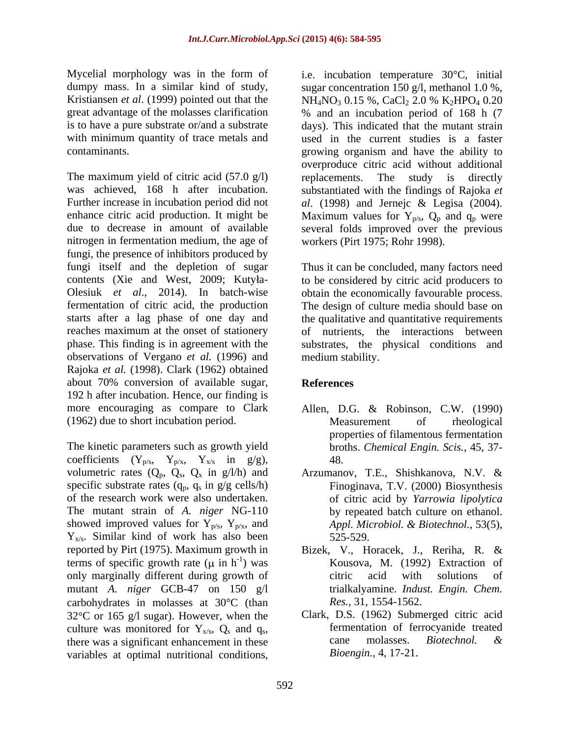Mycelial morphology was in the form of dumpy mass. In a similar kind of study, Kristiansen *et al*. (1999) pointed out that the great advantage of the molasses clarification is to have a pure substrate or/and a substrate with minimum quantity of trace metals and contaminants.

The maximum yield of citric acid (57.0 g/l) was achieved, 168 h after incubation. Further increase in incubation period did not enhance citric acid production. It might be due to decrease in amount of available nitrogen in fermentation medium, the age of fungi, the presence of inhibitors produced by fungi itself and the depletion of sugar contents (Xie and West, 2009; Kutyła-Olesiuk *et al*., 2014). In batch-wise fermentation of citric acid, the production starts after a lag phase of one day and reaches maximum at the onset of stationery phase. This finding is in agreement with the observations of Vergano *et al.* (1996) and Rajoka *et al.* (1998). Clark (1962) obtained about 70% conversion of available sugar, 192 h after incubation. Hence, our finding is more encouraging as compare to Clark (1962) due to short incubation period.

The kinetic parameters such as growth yield coefficients ($Y_{p/s}$, $Y_{p/x}$, $Y_{x/s}$ in g/g), volumetric rates ($Q_p$, $Q_s$, $Q_x$ in g/l/h) and specific substrate rates ($q_p$, $q_s$ in g/g cells/h) of the research work were also undertaken. The mutant strain of *A. niger* NG-110 showed improved values for $Y_{p/s}$, $Y_{p/x}$, and $Y_{x/s}$. Similar kind of work has also been reported by Pirt (1975). Maximum growth in terms of specific growth rate ($\mu$ in $h^{-1}$) was only marginally different during growth of mutant *A. niger* GCB-47 on 150 g/l carbohydrates in molasses at 30°C (than 32°C or 165 g/l sugar). However, when the culture was monitored for $Y_{x/s}$, $Q_s$ and $q_s$, there was a significant enhancement in these variables at optimal nutritional conditions, i.e. incubation temperature 30°C, initial sugar concentration 150 g/l, methanol 1.0 %, $NH_4NO_3$ 0.15 %, $CaCl_2$ 2.0 % $K_2HPO_4$ 0.20 % and an incubation period of 168 h (7 days). This indicated that the mutant strain used in the current studies is a faster growing organism and have the ability to overproduce citric acid without additional replacements. The study is directly substantiated with the findings of Rajoka *et al*. (1998) and Jernejc & Legisa (2004). Maximum values for $Y_{p/s}$, $Q_p$ and $q_p$ were several folds improved over the previous workers (Pirt 1975; Rohr 1998).

Thus it can be concluded, many factors need to be considered by citric acid producers to obtain the economically favourable process. The design of culture media should base on the qualitative and quantitative requirements of nutrients, the interactions between substrates, the physical conditions and medium stability.

## References

Allen, D.G. & Robinson, C.W. (1990) Measurement of rheological properties of filamentous fermentation broths. *Chemical Engin. Scis.*, 45, 37-48.

Arzumanov, T.E., Shishkanova, N.V. & Finoginava, T.V. (2000) Biosynthesis of citric acid by *Yarrowia lipolytica* by repeated batch culture on ethanol. *Appl. Microbiol. & Biotechnol.*, 53(5), 525-529.

Bizek, V., Horacek, J., Reriha, R. & Kousova, M. (1992) Extraction of citric acid with solutions of trialkalyamine. *Indust. Engin. Chem. Res.*, 31, 1554-1562.

Clark, D.S. (1962) Submerged citric acid fermentation of ferrocyanide treated cane molasses. *Biotechnol. & Bioengin.*, 4, 17-21.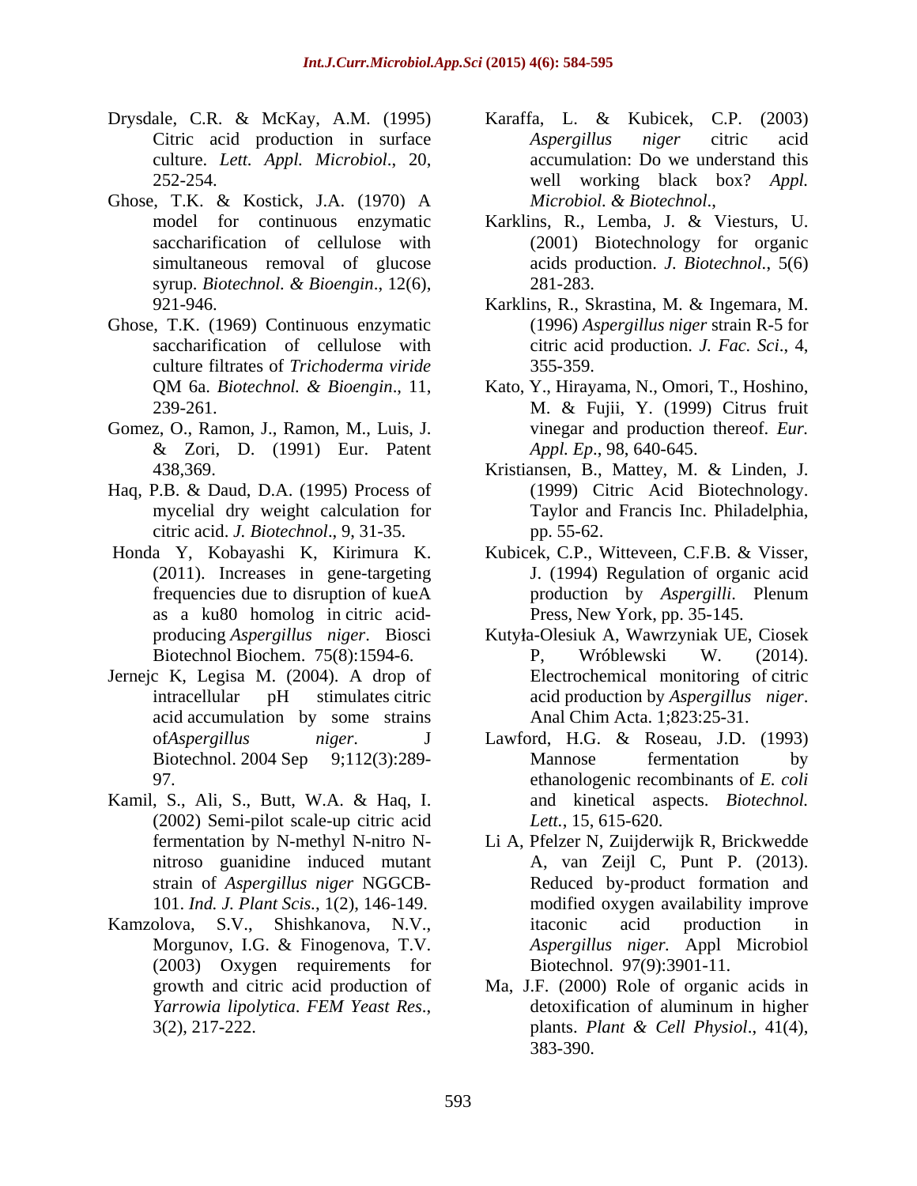Drysdale, C.R. & McKay, A.M. (1995) Citric acid production in surface culture. *Lett. Appl. Microbiol*., 20, 252-254.

Ghose, T.K. & Kostick, J.A. (1970) A model for continuous enzymatic saccharification of cellulose with simultaneous removal of glucose syrup. *Biotechnol. & Bioengin*., 12(6), 921-946.

Ghose, T.K. (1969) Continuous enzymatic saccharification of cellulose with culture filtrates of *Trichoderma viride* QM 6a. *Biotechnol. & Bioengin*., 11, 239-261.

Gomez, O., Ramon, J., Ramon, M., Luis, J. & Zori, D. (1991) Eur. Patent 438,369.

Haq, P.B. & Daud, D.A. (1995) Process of mycelial dry weight calculation for citric acid. *J. Biotechnol*., 9, 31-35.

Honda Y, Kobayashi K, Kirimura K. (2011). Increases in gene-targeting frequencies due to disruption of kueA as a ku80 homolog in citric acid-producing *Aspergillus niger*. Biosci Biotechnol Biochem. 75(8):1594-6.

Jernejc K, Legisa M. (2004). A drop of intracellular pH stimulates citric acid accumulation by some strains of*Aspergillus niger*. J Biotechnol. 2004 Sep 9;112(3):289-97.

Kamil, S., Ali, S., Butt, W.A. & Haq, I. (2002) Semi-pilot scale-up citric acid fermentation by N-methyl N-nitro N-nitroso guanidine induced mutant strain of *Aspergillus niger* NGGCB-101. *Ind. J. Plant Scis*., 1(2), 146-149.

Kamzolova, S.V., Shishkanova, N.V., Morgunov, I.G. & Finogenova, T.V. (2003) Oxygen requirements for growth and citric acid production of *Yarrowia lipolytica*. *FEM Yeast Res*., 3(2), 217-222.

Karaffa, L. & Kubicek, C.P. (2003) *Aspergillus niger* citric acid accumulation: Do we understand this well working black box? *Appl. Microbiol. & Biotechnol*.,

Karklins, R., Lemba, J. & Viesturs, U. (2001) Biotechnology for organic acids production. *J. Biotechnol.*, 5(6) 281-283.

Karklins, R., Skrastina, M. & Ingemara, M. (1996) *Aspergillus niger* strain R-5 for citric acid production. *J. Fac. Sci*., 4, 355-359.

Kato, Y., Hirayama, N., Omori, T., Hoshino, M. & Fujii, Y. (1999) Citrus fruit vinegar and production thereof. *Eur. Appl. Ep*., 98, 640-645.

Kristiansen, B., Mattey, M. & Linden, J. (1999) Citric Acid Biotechnology. Taylor and Francis Inc. Philadelphia, pp. 55-62.

Kubicek, C.P., Witteveen, C.F.B. & Visser, J. (1994) Regulation of organic acid production by *Aspergilli*. Plenum Press, New York, pp. 35-145.

Kutyła-Olesiuk A, Wawrzyniak UE, Ciosek P, Wróblewski W. (2014). Electrochemical monitoring of citric acid production by *Aspergillus niger*. Anal Chim Acta. 1;823:25-31.

Lawford, H.G. & Roseau, J.D. (1993) Mannose fermentation by ethanologenic recombinants of *E. coli* and kinetical aspects. *Biotechnol. Lett.*, 15, 615-620.

Li A, Pfelzer N, Zuijderwijk R, Brickwedde A, van Zeijl C, Punt P. (2013). Reduced by-product formation and modified oxygen availability improve itaconic acid production in *Aspergillus niger.* Appl Microbiol Biotechnol. 97(9):3901-11.

Ma, J.F. (2000) Role of organic acids in detoxification of aluminum in higher plants. *Plant & Cell Physiol*., 41(4), 383-390.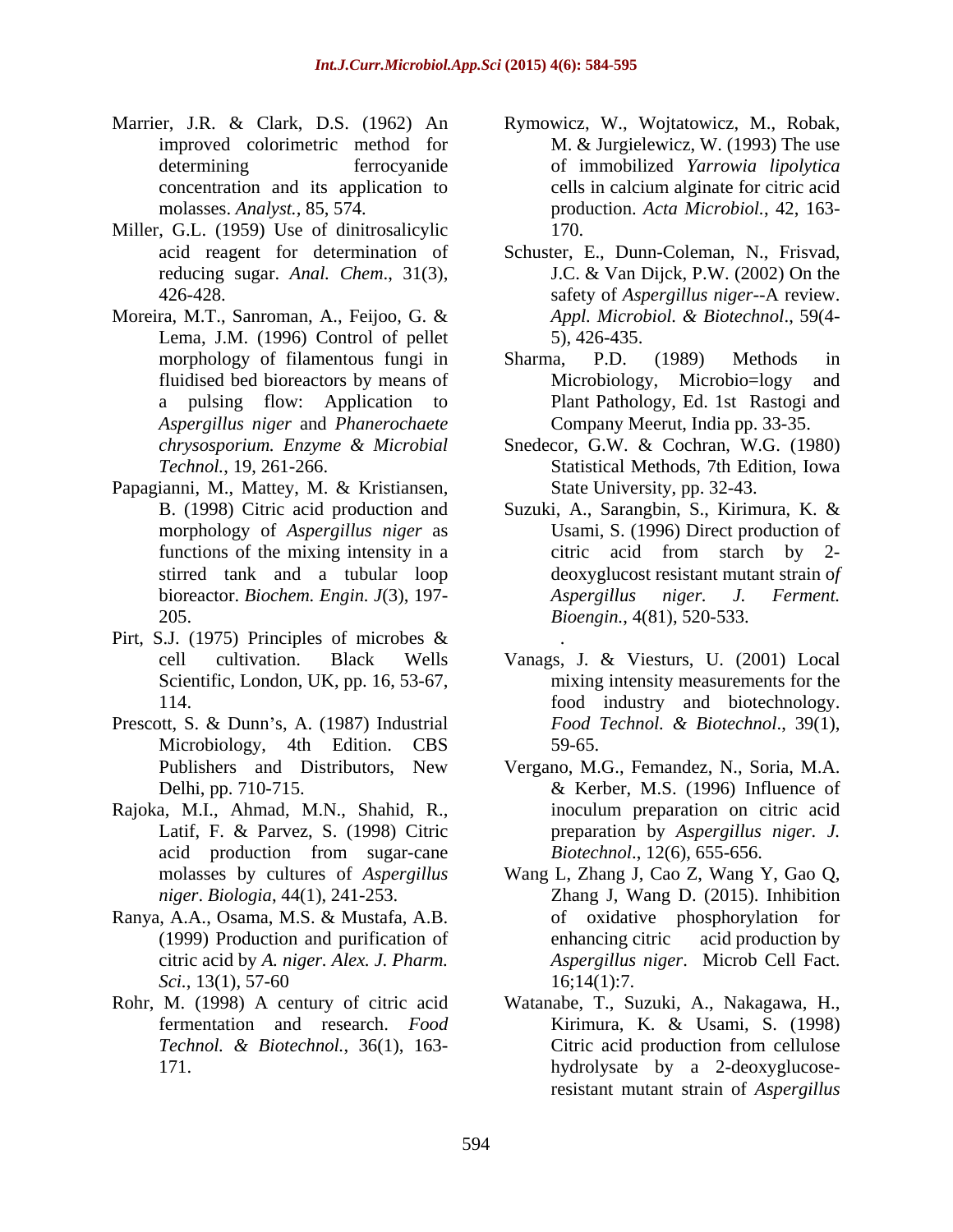Marrier, J.R. & Clark, D.S. (1962) An improved colorimetric method for determining ferrocyanide concentration and its application to molasses. *Analyst.*, 85, 574.

Miller, G.L. (1959) Use of dinitrosalicylic acid reagent for determination of reducing sugar. *Anal. Chem*., 31(3), 426-428.

Moreira, M.T., Sanroman, A., Feijoo, G. & Lema, J.M. (1996) Control of pellet morphology of filamentous fungi in fluidised bed bioreactors by means of a pulsing flow: Application to *Aspergillus niger* and *Phanerochaete chrysosporium. Enzyme & Microbial Technol.*, 19, 261-266.

Papagianni, M., Mattey, M. & Kristiansen, B. (1998) Citric acid production and morphology of *Aspergillus niger* as functions of the mixing intensity in a stirred tank and a tubular loop bioreactor. *Biochem. Engin. J*(3), 197-205.

Pirt, S.J. (1975) Principles of microbes & cell cultivation. Black Wells Scientific, London, UK, pp. 16, 53-67, 114.

Prescott, S. & Dunn's, A. (1987) Industrial Microbiology, 4th Edition. CBS Publishers and Distributors, New Delhi, pp. 710-715.

Rajoka, M.I., Ahmad, M.N., Shahid, R., Latif, F. & Parvez, S. (1998) Citric acid production from sugar-cane molasses by cultures of *Aspergillus niger*. *Biologia*, 44(1), 241-253.

Ranya, A.A., Osama, M.S. & Mustafa, A.B. (1999) Production and purification of citric acid by *A. niger. Alex. J. Pharm. Sci.*, 13(1), 57-60

Rohr, M. (1998) A century of citric acid fermentation and research. *Food Technol. & Biotechnol.*, 36(1), 163-171.

Rymowicz, W., Wojtatowicz, M., Robak, M. & Jurgielewicz, W. (1993) The use of immobilized *Yarrowia lipolytica* cells in calcium alginate for citric acid production. *Acta Microbiol.*, 42, 163-170.

Schuster, E., Dunn-Coleman, N., Frisvad, J.C. & Van Dijck, P.W. (2002) On the safety of *Aspergillus niger*--A review. *Appl. Microbiol. & Biotechnol*., 59(4-5), 426-435.

Sharma, P.D. (1989) Methods in Microbiology, Microbio=logy and Plant Pathology, Ed. 1st Rastogi and Company Meerut, India pp. 33-35.

Snedecor, G.W. & Cochran, W.G. (1980) Statistical Methods, 7th Edition, Iowa State University, pp. 32-43.

Suzuki, A., Sarangbin, S., Kirimura, K. & Usami, S. (1996) Direct production of citric acid from starch by 2-deoxyglucost resistant mutant strain o*f Aspergillus niger. J. Ferment. Bioengin.*, 4(81), 520-533.

.

Vanags, J. & Viesturs, U. (2001) Local mixing intensity measurements for the food industry and biotechnology. *Food Technol. & Biotechnol*., 39(1), 59-65.

Vergano, M.G., Femandez, N., Soria, M.A. & Kerber, M.S. (1996) Influence of inoculum preparation on citric acid preparation by *Aspergillus niger. J. Biotechnol*., 12(6), 655-656.

Wang L, Zhang J, Cao Z, Wang Y, Gao Q, Zhang J, Wang D. (2015). Inhibition of oxidative phosphorylation for enhancing citric acid production by *Aspergillus niger*. Microb Cell Fact. 16;14(1):7.

Watanabe, T., Suzuki, A., Nakagawa, H., Kirimura, K. & Usami, S. (1998) Citric acid production from cellulose hydrolysate by a 2-deoxyglucose-resistant mutant strain of *Aspergillus*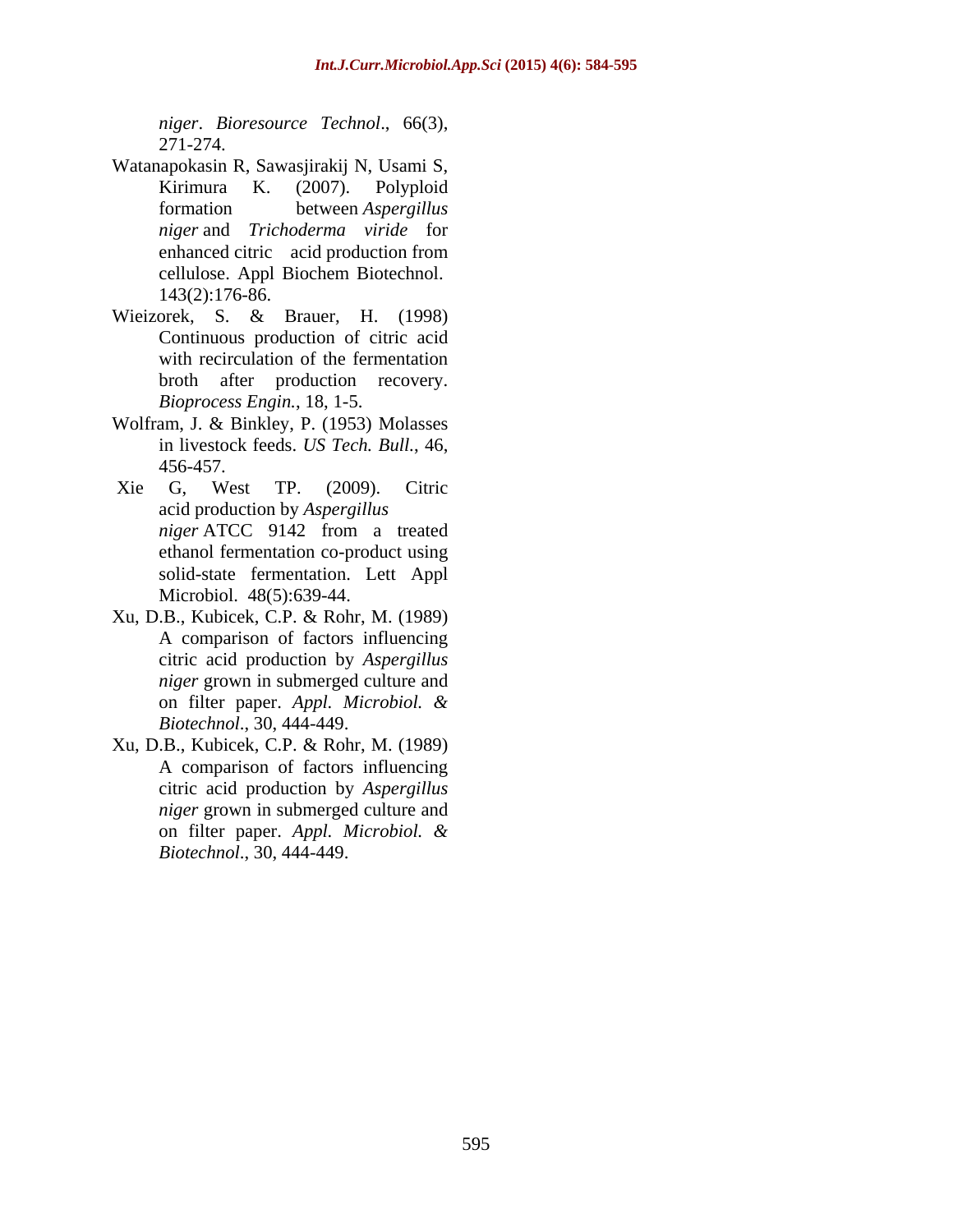*niger*. *Bioresource Technol*., 66(3), 271-274.

Watanapokasin R, Sawasjirakij N, Usami S, Kirimura K. (2007). Polyploid formation between *Aspergillus niger* and *Trichoderma viride* for enhanced citric acid production from cellulose. Appl Biochem Biotechnol. 143(2):176-86.

Wieizorek, S. & Brauer, H. (1998) Continuous production of citric acid with recirculation of the fermentation broth after production recovery. *Bioprocess Engin.*, 18, 1-5.

Wolfram, J. & Binkley, P. (1953) Molasses in livestock feeds. *US Tech. Bull.*, 46, 456-457.

Xie G, West TP. (2009). Citric acid production by *Aspergillus niger* ATCC 9142 from a treated ethanol fermentation co-product using solid-state fermentation. Lett Appl Microbiol. 48(5):639-44.

Xu, D.B., Kubicek, C.P. & Rohr, M. (1989) A comparison of factors influencing citric acid production by *Aspergillus niger* grown in submerged culture and on filter paper. *Appl. Microbiol. & Biotechnol*., 30, 444-449.

Xu, D.B., Kubicek, C.P. & Rohr, M. (1989) A comparison of factors influencing citric acid production by *Aspergillus niger* grown in submerged culture and on filter paper. *Appl. Microbiol. & Biotechnol*., 30, 444-449.